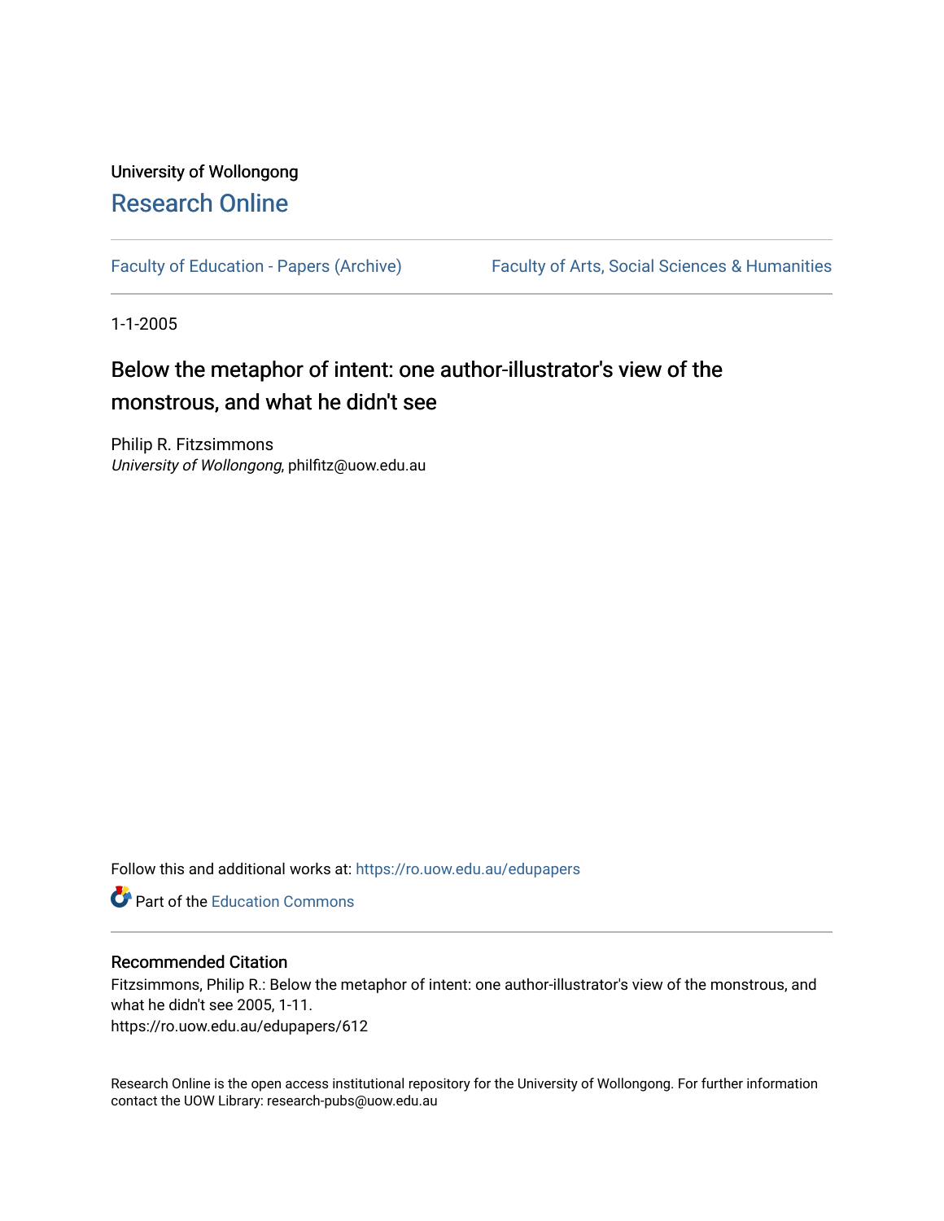University of Wollongong

# Research Online

Faculty of Education - Papers (Archive)

Faculty of Arts, Social Sciences & Humanities

1-1-2005

## Below the metaphor of intent: one author-illustrator's view of the monstrous, and what he didn't see

Philip R. Fitzsimmons
*University of Wollongong*, philfitz@uow.edu.au

Follow this and additional works at: https://ro.uow.edu.au/edupapers

Part of the Education Commons

### Recommended Citation

Fitzsimmons, Philip R.: Below the metaphor of intent: one author-illustrator's view of the monstrous, and what he didn't see 2005, 1-11.
https://ro.uow.edu.au/edupapers/612

Research Online is the open access institutional repository for the University of Wollongong. For further information contact the UOW Library: research-pubs@uow.edu.au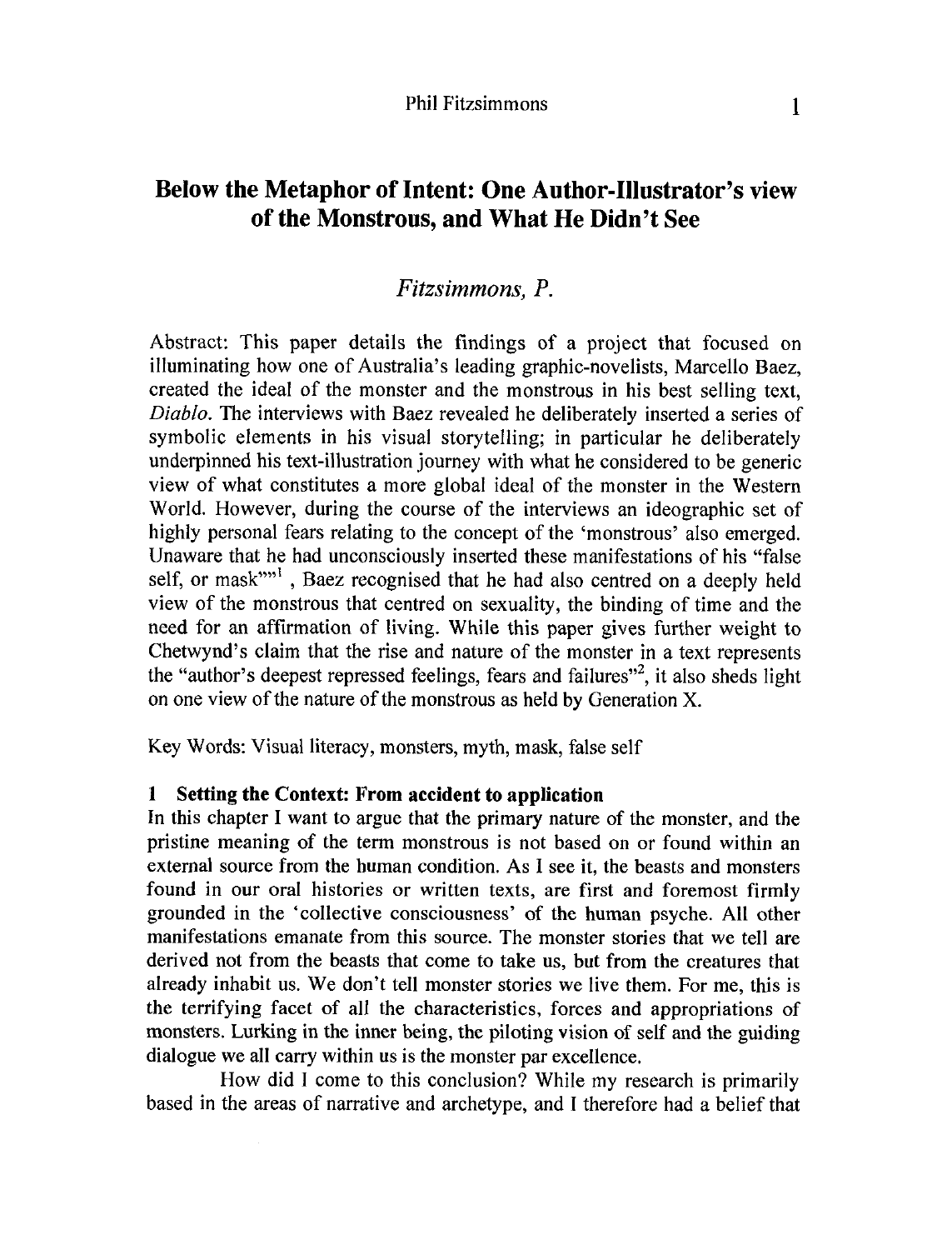# Below the Metaphor of Intent: One Author-Illustrator's view of the Monstrous, and What He Didn't See

*Fitzsimmons, P.*

Abstract: This paper details the findings of a project that focused on illuminating how one of Australia's leading graphic-novelists, Marcello Baez, created the ideal of the monster and the monstrous in his best selling text, *Diablo*. The interviews with Baez revealed he deliberately inserted a series of symbolic elements in his visual storytelling; in particular he deliberately underpinned his text-illustration journey with what he considered to be generic view of what constitutes a more global ideal of the monster in the Western World. However, during the course of the interviews an ideographic set of highly personal fears relating to the concept of the 'monstrous' also emerged. Unaware that he had unconsciously inserted these manifestations of his "false self, or mask""[1] , Baez recognised that he had also centred on a deeply held view of the monstrous that centred on sexuality, the binding of time and the need for an affirmation of living. While this paper gives further weight to Chetwynd's claim that the rise and nature of the monster in a text represents the "author's deepest repressed feelings, fears and failures"[2], it also sheds light on one view of the nature of the monstrous as held by Generation X.

Key Words: Visual literacy, monsters, myth, mask, false self

## 1 Setting the Context: From accident to application

In this chapter I want to argue that the primary nature of the monster, and the pristine meaning of the term monstrous is not based on or found within an external source from the human condition. As I see it, the beasts and monsters found in our oral histories or written texts, are first and foremost firmly grounded in the 'collective consciousness' of the human psyche. All other manifestations emanate from this source. The monster stories that we tell are derived not from the beasts that come to take us, but from the creatures that already inhabit us. We don't tell monster stories we live them. For me, this is the terrifying facet of all the characteristics, forces and appropriations of monsters. Lurking in the inner being, the piloting vision of self and the guiding dialogue we all carry within us is the monster par excellence.

How did I come to this conclusion? While my research is primarily based in the areas of narrative and archetype, and I therefore had a belief that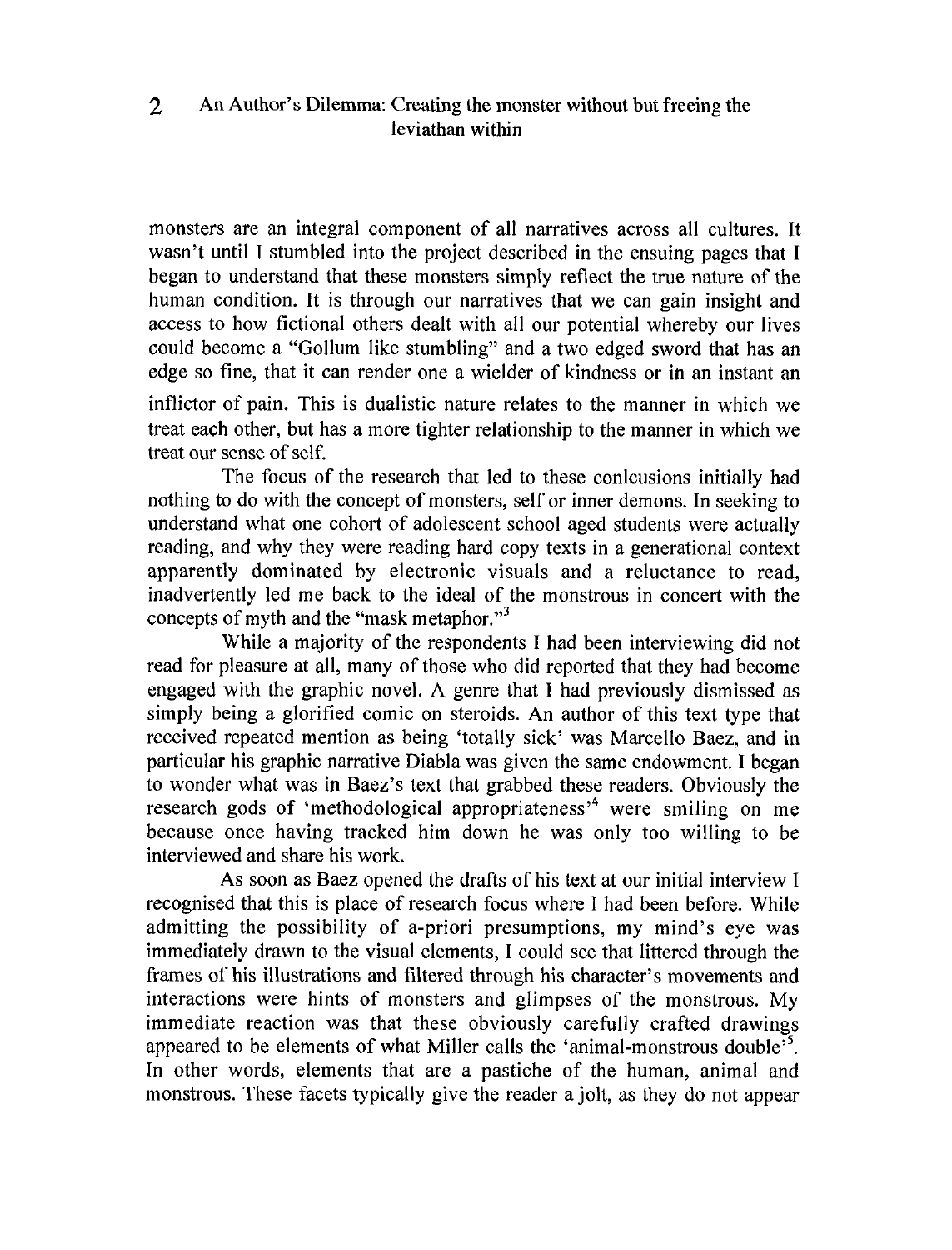monsters are an integral component of all narratives across all cultures. It wasn't until I stumbled into the project described in the ensuing pages that I began to understand that these monsters simply reflect the true nature of the human condition. It is through our narratives that we can gain insight and access to how fictional others dealt with all our potential whereby our lives could become a "Gollum like stumbling" and a two edged sword that has an edge so fine, that it can render one a wielder of kindness or in an instant an inflictor of pain. This is dualistic nature relates to the manner in which we treat each other, but has a more tighter relationship to the manner in which we treat our sense of self.

The focus of the research that led to these conlcusions initially had nothing to do with the concept of monsters, self or inner demons. In seeking to understand what one cohort of adolescent school aged students were actually reading, and why they were reading hard copy texts in a generational context apparently dominated by electronic visuals and a reluctance to read, inadvertently led me back to the ideal of the monstrous in concert with the concepts of myth and the "mask metaphor."[3]

While a majority of the respondents I had been interviewing did not read for pleasure at all, many of those who did reported that they had become engaged with the graphic novel. A genre that I had previously dismissed as simply being a glorified comic on steroids. An author of this text type that received repeated mention as being 'totally sick' was Marcello Baez, and in particular his graphic narrative Diabla was given the same endowment. I began to wonder what was in Baez's text that grabbed these readers. Obviously the research gods of 'methodological appropriateness'[4] were smiling on me because once having tracked him down he was only too willing to be interviewed and share his work.

As soon as Baez opened the drafts of his text at our initial interview I recognised that this is place of research focus where I had been before. While admitting the possibility of a-priori presumptions, my mind's eye was immediately drawn to the visual elements, I could see that littered through the frames of his illustrations and filtered through his character's movements and interactions were hints of monsters and glimpses of the monstrous. My immediate reaction was that these obviously carefully crafted drawings appeared to be elements of what Miller calls the 'animal-monstrous double'[5]. In other words, elements that are a pastiche of the human, animal and monstrous. These facets typically give the reader a jolt, as they do not appear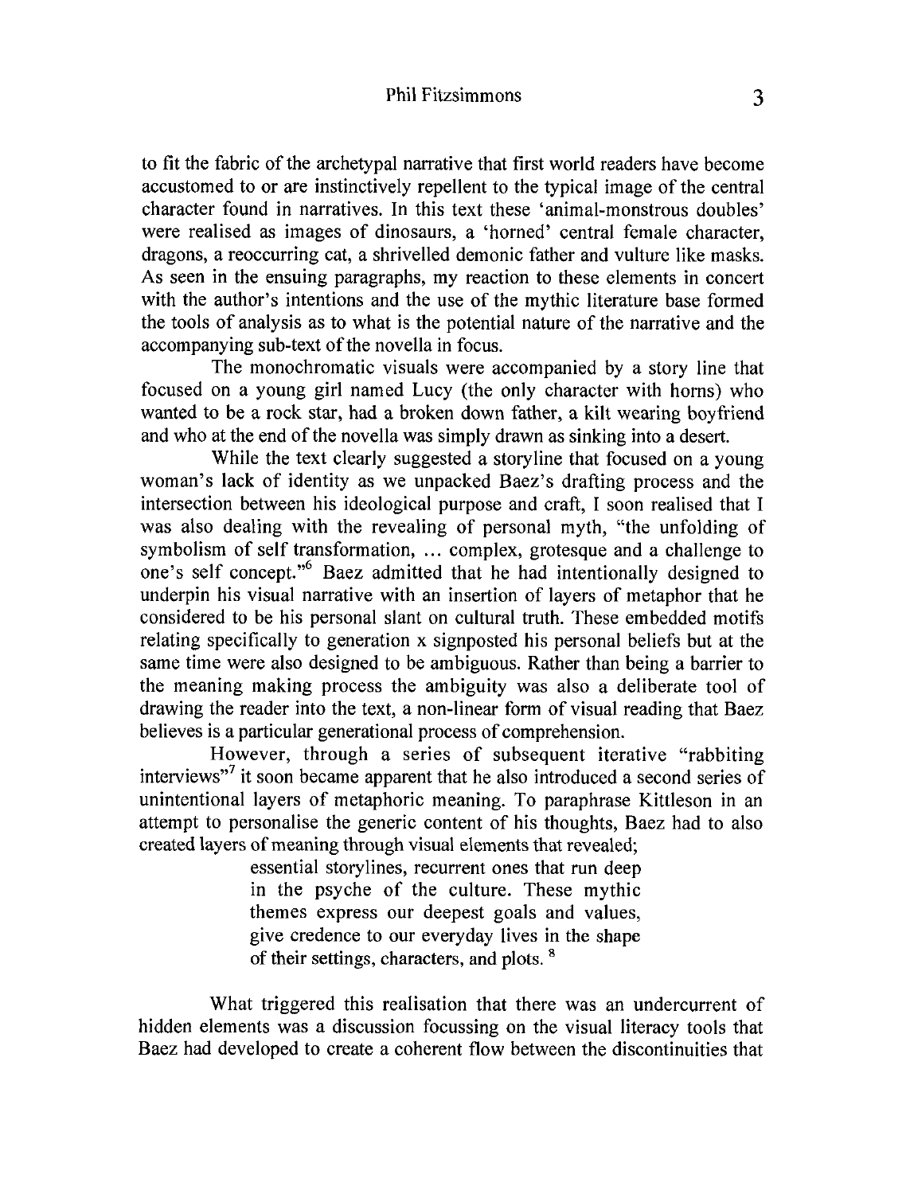to fit the fabric of the archetypal narrative that first world readers have become accustomed to or are instinctively repellent to the typical image of the central character found in narratives. In this text these 'animal-monstrous doubles' were realised as images of dinosaurs, a 'horned' central female character, dragons, a reoccurring cat, a shrivelled demonic father and vulture like masks. As seen in the ensuing paragraphs, my reaction to these elements in concert with the author's intentions and the use of the mythic literature base formed the tools of analysis as to what is the potential nature of the narrative and the accompanying sub-text of the novella in focus.

The monochromatic visuals were accompanied by a story line that focused on a young girl named Lucy (the only character with horns) who wanted to be a rock star, had a broken down father, a kilt wearing boyfriend and who at the end of the novella was simply drawn as sinking into a desert.

While the text clearly suggested a storyline that focused on a young woman's lack of identity as we unpacked Baez's drafting process and the intersection between his ideological purpose and craft, I soon realised that I was also dealing with the revealing of personal myth, "the unfolding of symbolism of self transformation, … complex, grotesque and a challenge to one's self concept."[6] Baez admitted that he had intentionally designed to underpin his visual narrative with an insertion of layers of metaphor that he considered to be his personal slant on cultural truth. These embedded motifs relating specifically to generation x signposted his personal beliefs but at the same time were also designed to be ambiguous. Rather than being a barrier to the meaning making process the ambiguity was also a deliberate tool of drawing the reader into the text, a non-linear form of visual reading that Baez believes is a particular generational process of comprehension.

However, through a series of subsequent iterative "rabbiting interviews"[7] it soon became apparent that he also introduced a second series of unintentional layers of metaphoric meaning. To paraphrase Kittleson in an attempt to personalise the generic content of his thoughts, Baez had to also created layers of meaning through visual elements that revealed;

> essential storylines, recurrent ones that run deep in the psyche of the culture. These mythic themes express our deepest goals and values, give credence to our everyday lives in the shape of their settings, characters, and plots. [8]

What triggered this realisation that there was an undercurrent of hidden elements was a discussion focussing on the visual literacy tools that Baez had developed to create a coherent flow between the discontinuities that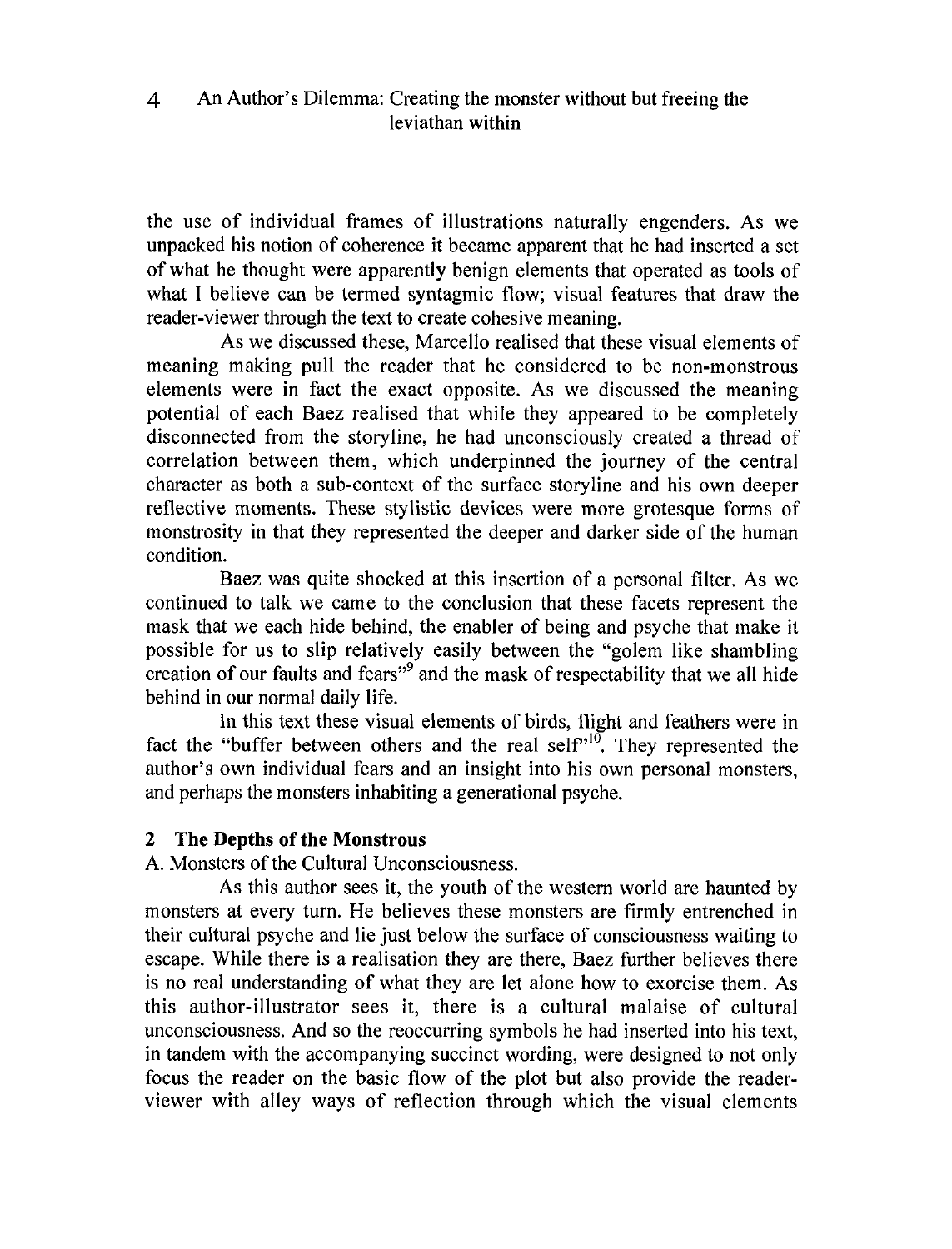the use of individual frames of illustrations naturally engenders. As we unpacked his notion of coherence it became apparent that he had inserted a set of what he thought were apparently benign elements that operated as tools of what I believe can be termed syntagmic flow; visual features that draw the reader-viewer through the text to create cohesive meaning.

As we discussed these, Marcello realised that these visual elements of meaning making pull the reader that he considered to be non-monstrous elements were in fact the exact opposite. As we discussed the meaning potential of each Baez realised that while they appeared to be completely disconnected from the storyline, he had unconsciously created a thread of correlation between them, which underpinned the journey of the central character as both a sub-context of the surface storyline and his own deeper reflective moments. These stylistic devices were more grotesque forms of monstrosity in that they represented the deeper and darker side of the human condition.

Baez was quite shocked at this insertion of a personal filter. As we continued to talk we came to the conclusion that these facets represent the mask that we each hide behind, the enabler of being and psyche that make it possible for us to slip relatively easily between the "golem like shambling creation of our faults and fears"[9] and the mask of respectability that we all hide behind in our normal daily life.

In this text these visual elements of birds, flight and feathers were in fact the "buffer between others and the real self"[10]. They represented the author's own individual fears and an insight into his own personal monsters, and perhaps the monsters inhabiting a generational psyche.

## 2 The Depths of the Monstrous

A. Monsters of the Cultural Unconsciousness.

As this author sees it, the youth of the western world are haunted by monsters at every turn. He believes these monsters are firmly entrenched in their cultural psyche and lie just below the surface of consciousness waiting to escape. While there is a realisation they are there, Baez further believes there is no real understanding of what they are let alone how to exorcise them. As this author-illustrator sees it, there is a cultural malaise of cultural unconsciousness. And so the reoccurring symbols he had inserted into his text, in tandem with the accompanying succinct wording, were designed to not only focus the reader on the basic flow of the plot but also provide the reader-viewer with alley ways of reflection through which the visual elements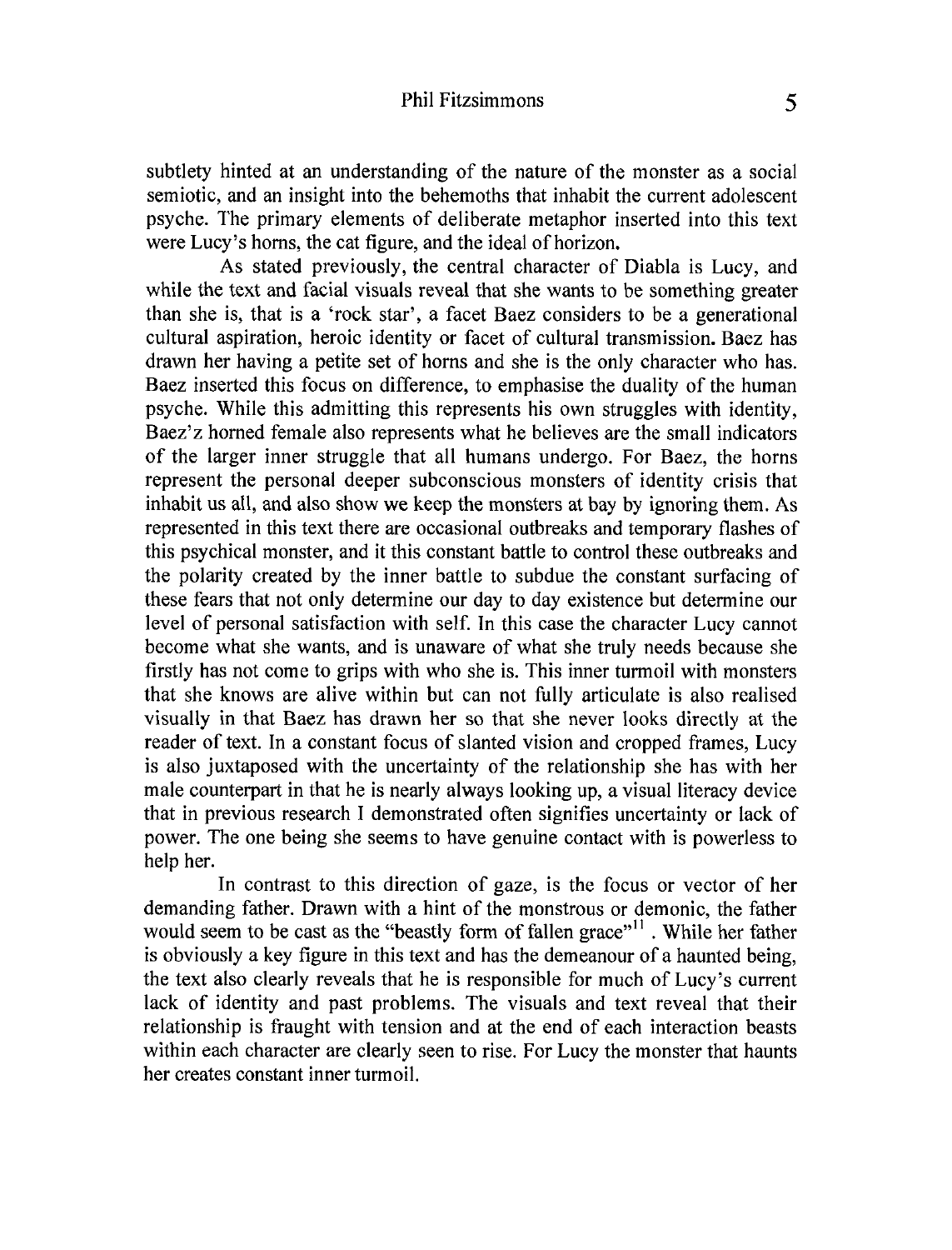subtlety hinted at an understanding of the nature of the monster as a social semiotic, and an insight into the behemoths that inhabit the current adolescent psyche. The primary elements of deliberate metaphor inserted into this text were Lucy's horns, the cat figure, and the ideal of horizon.

As stated previously, the central character of Diabla is Lucy, and while the text and facial visuals reveal that she wants to be something greater than she is, that is a 'rock star', a facet Baez considers to be a generational cultural aspiration, heroic identity or facet of cultural transmission. Baez has drawn her having a petite set of horns and she is the only character who has. Baez inserted this focus on difference, to emphasise the duality of the human psyche. While this admitting this represents his own struggles with identity, Baez'z horned female also represents what he believes are the small indicators of the larger inner struggle that all humans undergo. For Baez, the horns represent the personal deeper subconscious monsters of identity crisis that inhabit us all, and also show we keep the monsters at bay by ignoring them. As represented in this text there are occasional outbreaks and temporary flashes of this psychical monster, and it this constant battle to control these outbreaks and the polarity created by the inner battle to subdue the constant surfacing of these fears that not only determine our day to day existence but determine our level of personal satisfaction with self. In this case the character Lucy cannot become what she wants, and is unaware of what she truly needs because she firstly has not come to grips with who she is. This inner turmoil with monsters that she knows are alive within but can not fully articulate is also realised visually in that Baez has drawn her so that she never looks directly at the reader of text. In a constant focus of slanted vision and cropped frames, Lucy is also juxtaposed with the uncertainty of the relationship she has with her male counterpart in that he is nearly always looking up, a visual literacy device that in previous research I demonstrated often signifies uncertainty or lack of power. The one being she seems to have genuine contact with is powerless to help her.

In contrast to this direction of gaze, is the focus or vector of her demanding father. Drawn with a hint of the monstrous or demonic, the father would seem to be cast as the "beastly form of fallen grace"[11] . While her father is obviously a key figure in this text and has the demeanour of a haunted being, the text also clearly reveals that he is responsible for much of Lucy's current lack of identity and past problems. The visuals and text reveal that their relationship is fraught with tension and at the end of each interaction beasts within each character are clearly seen to rise. For Lucy the monster that haunts her creates constant inner turmoil.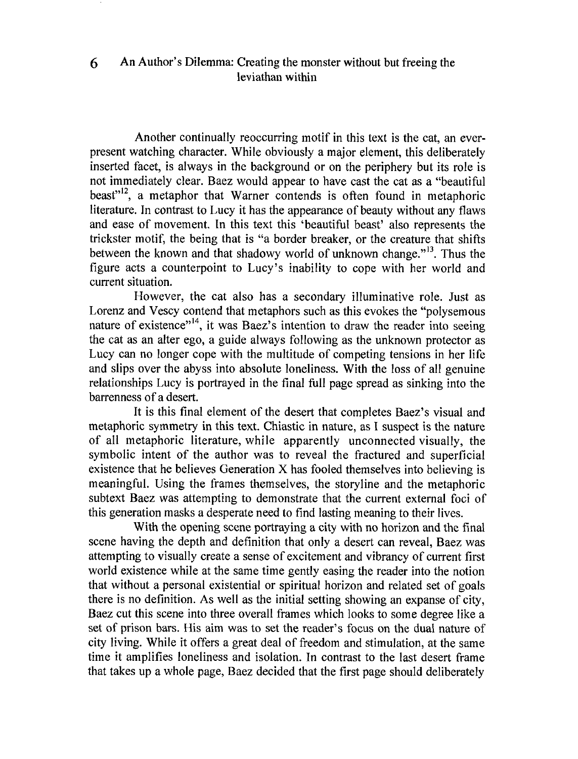Another continually reoccurring motif in this text is the cat, an ever-present watching character. While obviously a major element, this deliberately inserted facet, is always in the background or on the periphery but its role is not immediately clear. Baez would appear to have cast the cat as a "beautiful beast"[12], a metaphor that Warner contends is often found in metaphoric literature. In contrast to Lucy it has the appearance of beauty without any flaws and ease of movement. In this text this 'beautiful beast' also represents the trickster motif, the being that is "a border breaker, or the creature that shifts between the known and that shadowy world of unknown change."[13]. Thus the figure acts a counterpoint to Lucy's inability to cope with her world and current situation.

However, the cat also has a secondary illuminative role. Just as Lorenz and Vescy contend that metaphors such as this evokes the "polysemous nature of existence"[14], it was Baez's intention to draw the reader into seeing the cat as an alter ego, a guide always following as the unknown protector as Lucy can no longer cope with the multitude of competing tensions in her life and slips over the abyss into absolute loneliness. With the loss of all genuine relationships Lucy is portrayed in the final full page spread as sinking into the barrenness of a desert.

It is this final element of the desert that completes Baez's visual and metaphoric symmetry in this text. Chiastic in nature, as I suspect is the nature of all metaphoric literature, while apparently unconnected visually, the symbolic intent of the author was to reveal the fractured and superficial existence that he believes Generation X has fooled themselves into believing is meaningful. Using the frames themselves, the storyline and the metaphoric subtext Baez was attempting to demonstrate that the current external foci of this generation masks a desperate need to find lasting meaning to their lives.

With the opening scene portraying a city with no horizon and the final scene having the depth and definition that only a desert can reveal, Baez was attempting to visually create a sense of excitement and vibrancy of current first world existence while at the same time gently easing the reader into the notion that without a personal existential or spiritual horizon and related set of goals there is no definition. As well as the initial setting showing an expanse of city, Baez cut this scene into three overall frames which looks to some degree like a set of prison bars. His aim was to set the reader's focus on the dual nature of city living. While it offers a great deal of freedom and stimulation, at the same time it amplifies loneliness and isolation. In contrast to the last desert frame that takes up a whole page, Baez decided that the first page should deliberately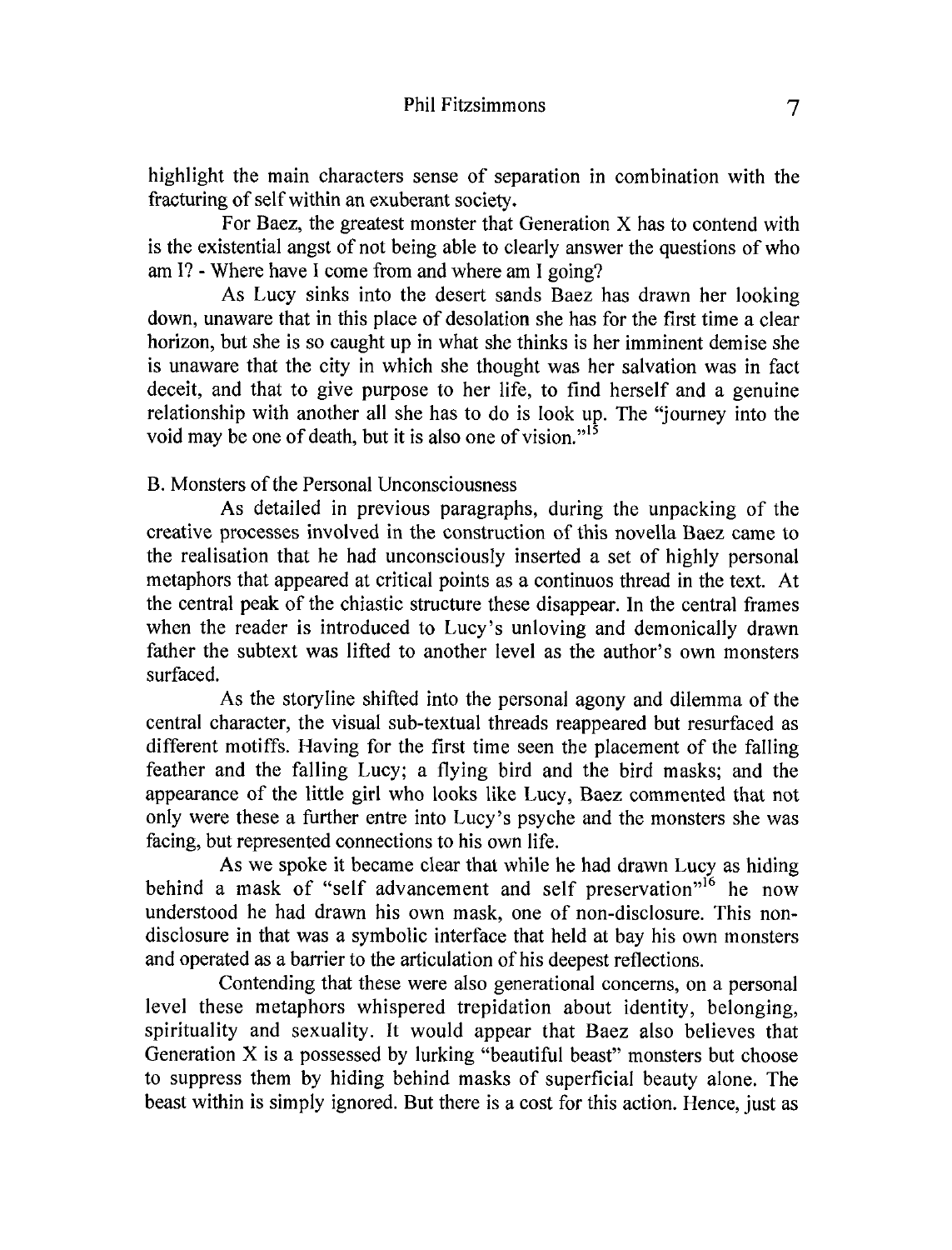highlight the main characters sense of separation in combination with the fracturing of self within an exuberant society.

For Baez, the greatest monster that Generation X has to contend with is the existential angst of not being able to clearly answer the questions of who am I? - Where have I come from and where am I going?

As Lucy sinks into the desert sands Baez has drawn her looking down, unaware that in this place of desolation she has for the first time a clear horizon, but she is so caught up in what she thinks is her imminent demise she is unaware that the city in which she thought was her salvation was in fact deceit, and that to give purpose to her life, to find herself and a genuine relationship with another all she has to do is look up. The "journey into the void may be one of death, but it is also one of vision."[15]

B. Monsters of the Personal Unconsciousness

As detailed in previous paragraphs, during the unpacking of the creative processes involved in the construction of this novella Baez came to the realisation that he had unconsciously inserted a set of highly personal metaphors that appeared at critical points as a continuos thread in the text. At the central peak of the chiastic structure these disappear. In the central frames when the reader is introduced to Lucy's unloving and demonically drawn father the subtext was lifted to another level as the author's own monsters surfaced.

As the storyline shifted into the personal agony and dilemma of the central character, the visual sub-textual threads reappeared but resurfaced as different motiffs. Having for the first time seen the placement of the falling feather and the falling Lucy; a flying bird and the bird masks; and the appearance of the little girl who looks like Lucy, Baez commented that not only were these a further entre into Lucy's psyche and the monsters she was facing, but represented connections to his own life.

As we spoke it became clear that while he had drawn Lucy as hiding behind a mask of "self advancement and self preservation"[16] he now understood he had drawn his own mask, one of non-disclosure. This non-disclosure in that was a symbolic interface that held at bay his own monsters and operated as a barrier to the articulation of his deepest reflections.

Contending that these were also generational concerns, on a personal level these metaphors whispered trepidation about identity, belonging, spirituality and sexuality. It would appear that Baez also believes that Generation X is a possessed by lurking "beautiful beast" monsters but choose to suppress them by hiding behind masks of superficial beauty alone. The beast within is simply ignored. But there is a cost for this action. Hence, just as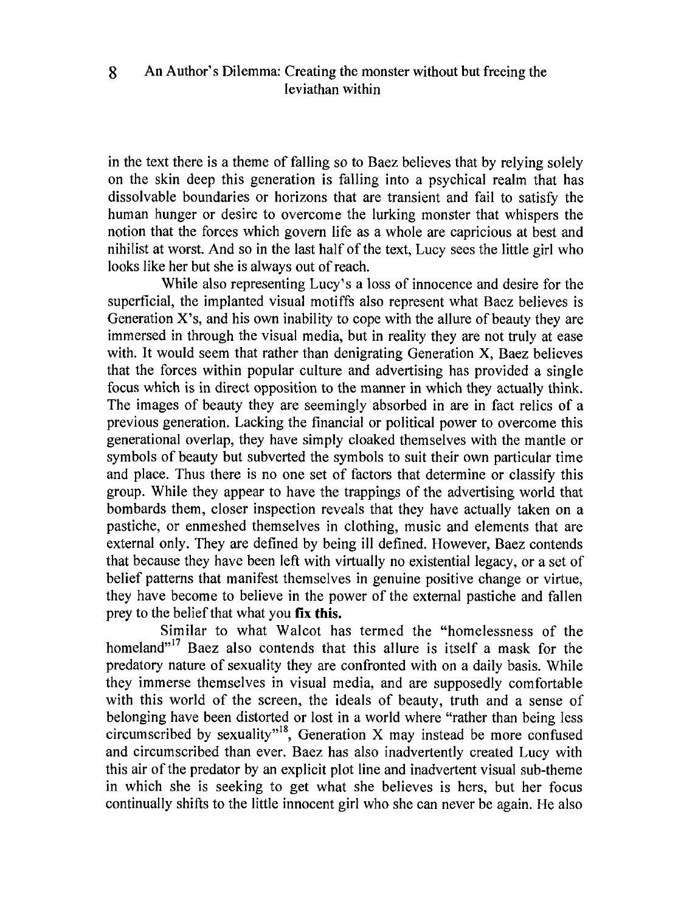in the text there is a theme of falling so to Baez believes that by relying solely on the skin deep this generation is falling into a psychical realm that has dissolvable boundaries or horizons that are transient and fail to satisfy the human hunger or desire to overcome the lurking monster that whispers the notion that the forces which govern life as a whole are capricious at best and nihilist at worst. And so in the last half of the text, Lucy sees the little girl who looks like her but she is always out of reach.

While also representing Lucy's a loss of innocence and desire for the superficial, the implanted visual motiffs also represent what Baez believes is Generation X's, and his own inability to cope with the allure of beauty they are immersed in through the visual media, but in reality they are not truly at ease with. It would seem that rather than denigrating Generation X, Baez believes that the forces within popular culture and advertising has provided a single focus which is in direct opposition to the manner in which they actually think. The images of beauty they are seemingly absorbed in are in fact relics of a previous generation. Lacking the financial or political power to overcome this generational overlap, they have simply cloaked themselves with the mantle or symbols of beauty but subverted the symbols to suit their own particular time and place. Thus there is no one set of factors that determine or classify this group. While they appear to have the trappings of the advertising world that bombards them, closer inspection reveals that they have actually taken on a pastiche, or enmeshed themselves in clothing, music and elements that are external only. They are defined by being ill defined. However, Baez contends that because they have been left with virtually no existential legacy, or a set of belief patterns that manifest themselves in genuine positive change or virtue, they have become to believe in the power of the external pastiche and fallen prey to the belief that what you **fix this.**

Similar to what Walcot has termed the "homelessness of the homeland"[17] Baez also contends that this allure is itself a mask for the predatory nature of sexuality they are confronted with on a daily basis. While they immerse themselves in visual media, and are supposedly comfortable with this world of the screen, the ideals of beauty, truth and a sense of belonging have been distorted or lost in a world where "rather than being less circumscribed by sexuality"[18], Generation X may instead be more confused and circumscribed than ever. Baez has also inadvertently created Lucy with this air of the predator by an explicit plot line and inadvertent visual sub-theme in which she is seeking to get what she believes is hers, but her focus continually shifts to the little innocent girl who she can never be again. He also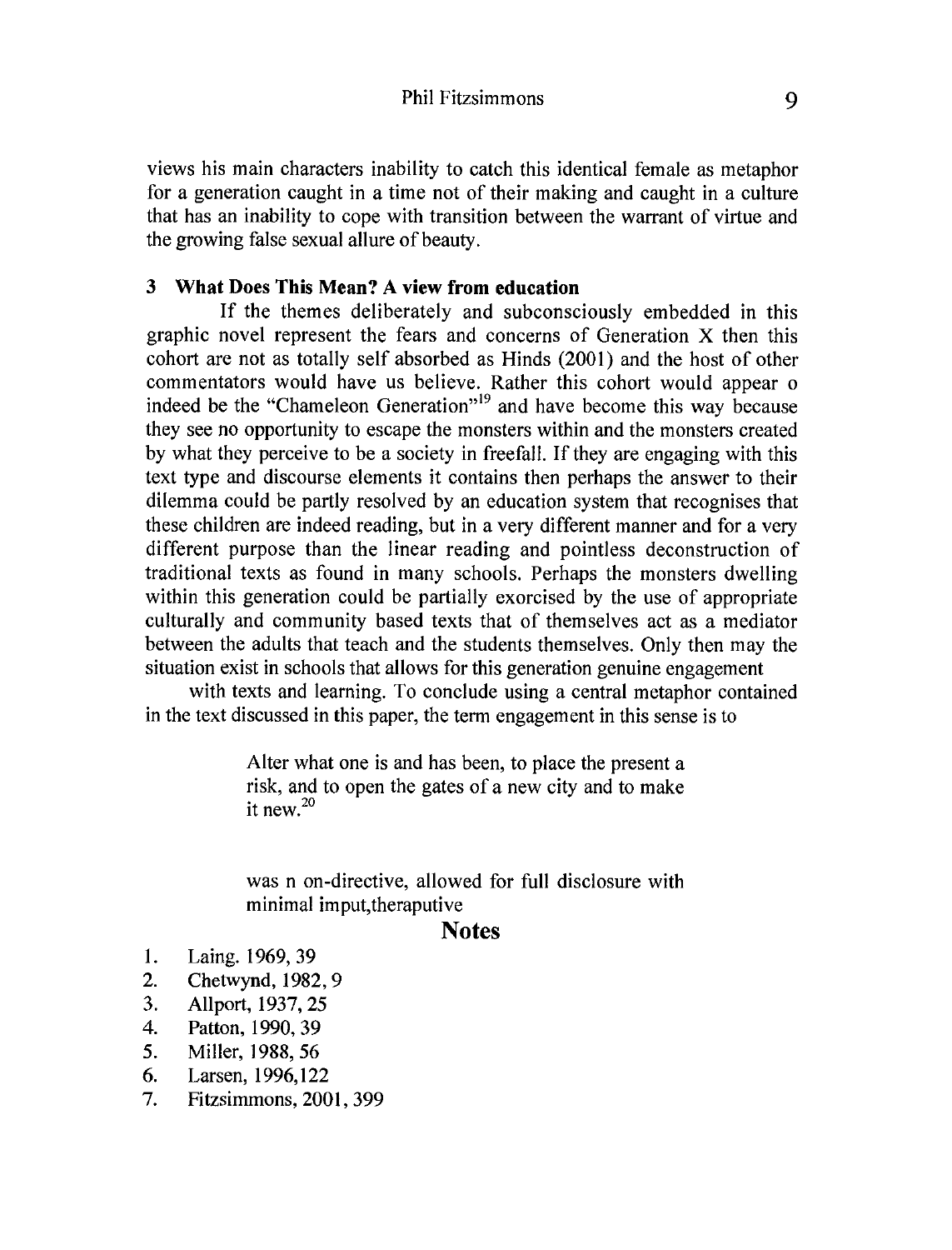views his main characters inability to catch this identical female as metaphor for a generation caught in a time not of their making and caught in a culture that has an inability to cope with transition between the warrant of virtue and the growing false sexual allure of beauty.

## 3 What Does This Mean? A view from education

If the themes deliberately and subconsciously embedded in this graphic novel represent the fears and concerns of Generation X then this cohort are not as totally self absorbed as Hinds (2001) and the host of other commentators would have us believe. Rather this cohort would appear o indeed be the "Chameleon Generation"[19] and have become this way because they see no opportunity to escape the monsters within and the monsters created by what they perceive to be a society in freefall. If they are engaging with this text type and discourse elements it contains then perhaps the answer to their dilemma could be partly resolved by an education system that recognises that these children are indeed reading, but in a very different manner and for a very different purpose than the linear reading and pointless deconstruction of traditional texts as found in many schools. Perhaps the monsters dwelling within this generation could be partially exorcised by the use of appropriate culturally and community based texts that of themselves act as a mediator between the adults that teach and the students themselves. Only then may the situation exist in schools that allows for this generation genuine engagement

with texts and learning. To conclude using a central metaphor contained in the text discussed in this paper, the term engagement in this sense is to

> Alter what one is and has been, to place the present a risk, and to open the gates of a new city and to make it new.[20]

> was n on-directive, allowed for full disclosure with minimal imput,theraputive

## Notes

1. Laing. 1969, 39
2. Chetwynd, 1982, 9
3. Allport, 1937, 25
4. Patton, 1990, 39
5. Miller, 1988, 56
6. Larsen, 1996,122
7. Fitzsimmons, 2001, 399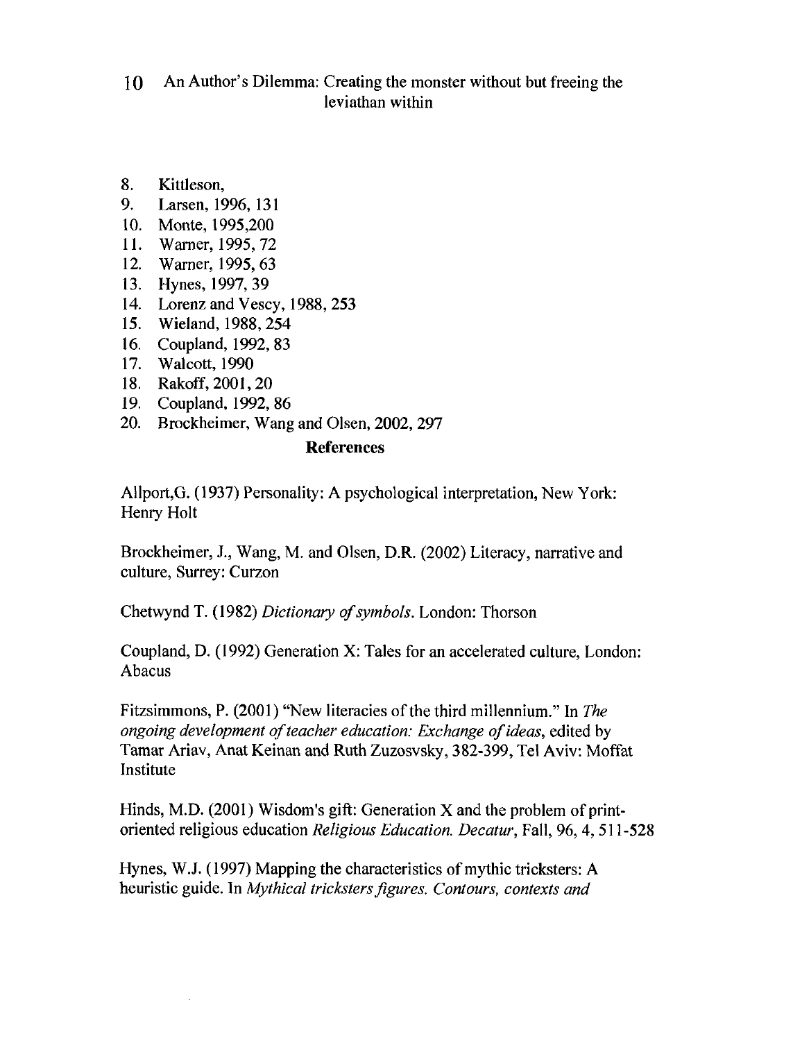8. Kittleson,
9. Larsen, 1996, 131
10. Monte, 1995,200
11. Warner, 1995, 72
12. Warner, 1995, 63
13. Hynes, 1997, 39
14. Lorenz and Vescy, 1988, 253
15. Wieland, 1988, 254
16. Coupland, 1992, 83
17. Walcott, 1990
18. Rakoff, 2001, 20
19. Coupland, 1992, 86
20. Brockheimer, Wang and Olsen, 2002, 297

## References

Allport,G. (1937) Personality: A psychological interpretation, New York: Henry Holt

Brockheimer, J., Wang, M. and Olsen, D.R. (2002) Literacy, narrative and culture, Surrey: Curzon

Chetwynd T. (1982) *Dictionary of symbols*. London: Thorson

Coupland, D. (1992) Generation X: Tales for an accelerated culture, London: Abacus

Fitzsimmons, P. (2001) "New literacies of the third millennium." In *The ongoing development of teacher education: Exchange of ideas*, edited by Tamar Ariav, Anat Keinan and Ruth Zuzosvsky, 382-399, Tel Aviv: Moffat Institute

Hinds, M.D. (2001) Wisdom's gift: Generation X and the problem of print-oriented religious education *Religious Education. Decatur*, Fall, 96, 4, 511-528

Hynes, W.J. (1997) Mapping the characteristics of mythic tricksters: A heuristic guide. In *Mythical tricksters figures. Contours, contexts and*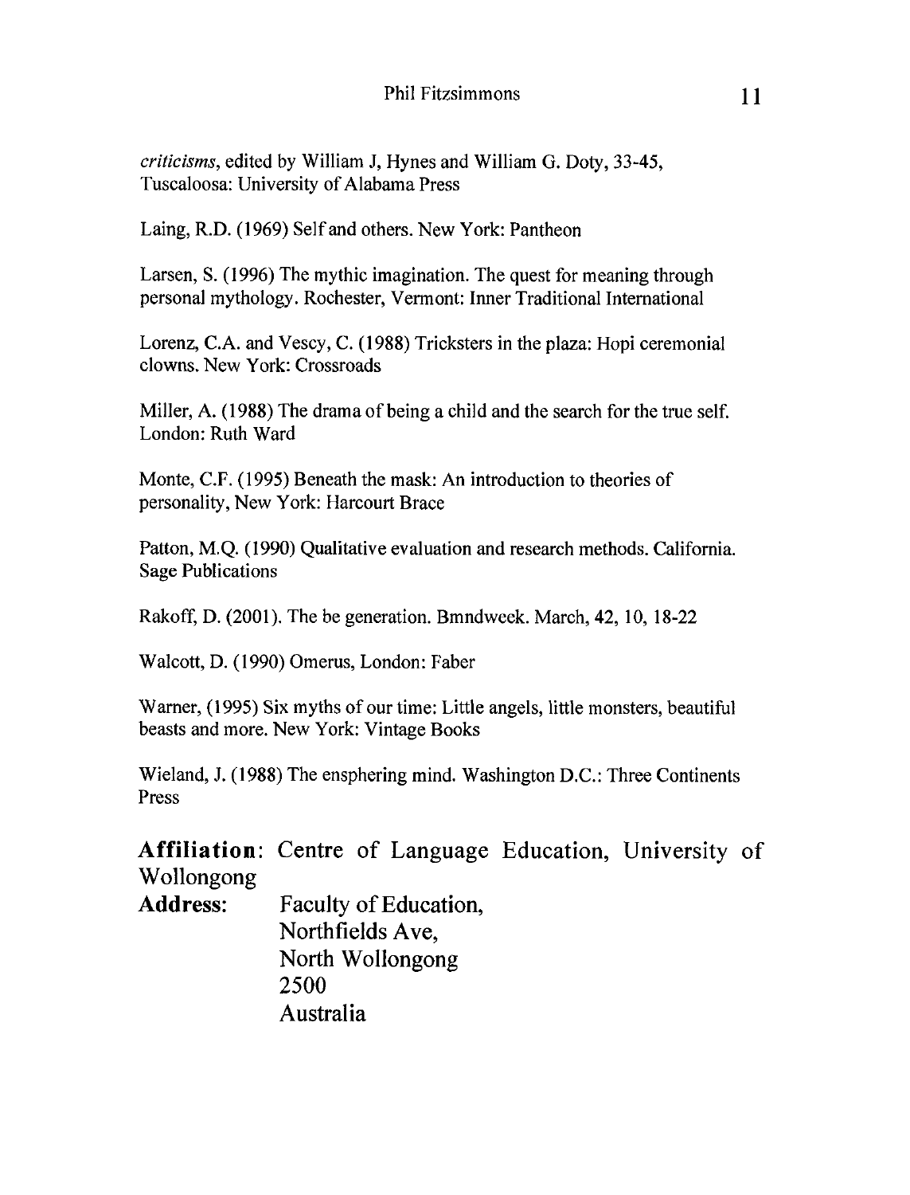*criticisms*, edited by William J, Hynes and William G. Doty, 33-45, Tuscaloosa: University of Alabama Press

Laing, R.D. (1969) Self and others. New York: Pantheon

Larsen, S. (1996) The mythic imagination. The quest for meaning through personal mythology. Rochester, Vermont: Inner Traditional International

Lorenz, C.A. and Vescy, C. (1988) Tricksters in the plaza: Hopi ceremonial clowns. New York: Crossroads

Miller, A. (1988) The drama of being a child and the search for the true self. London: Ruth Ward

Monte, C.F. (1995) Beneath the mask: An introduction to theories of personality, New York: Harcourt Brace

Patton, M.Q. (1990) Qualitative evaluation and research methods. California. Sage Publications

Rakoff, D. (2001). The be generation. Bmndweek. March, 42, 10, 18-22

Walcott, D. (1990) Omerus, London: Faber

Warner, (1995) Six myths of our time: Little angels, little monsters, beautiful beasts and more. New York: Vintage Books

Wieland, J. (1988) The ensphering mind. Washington D.C.: Three Continents Press

**Affiliation**: Centre of Language Education, University of Wollongong

**Address**: Faculty of Education,
Northfields Ave,
North Wollongong
2500
Australia